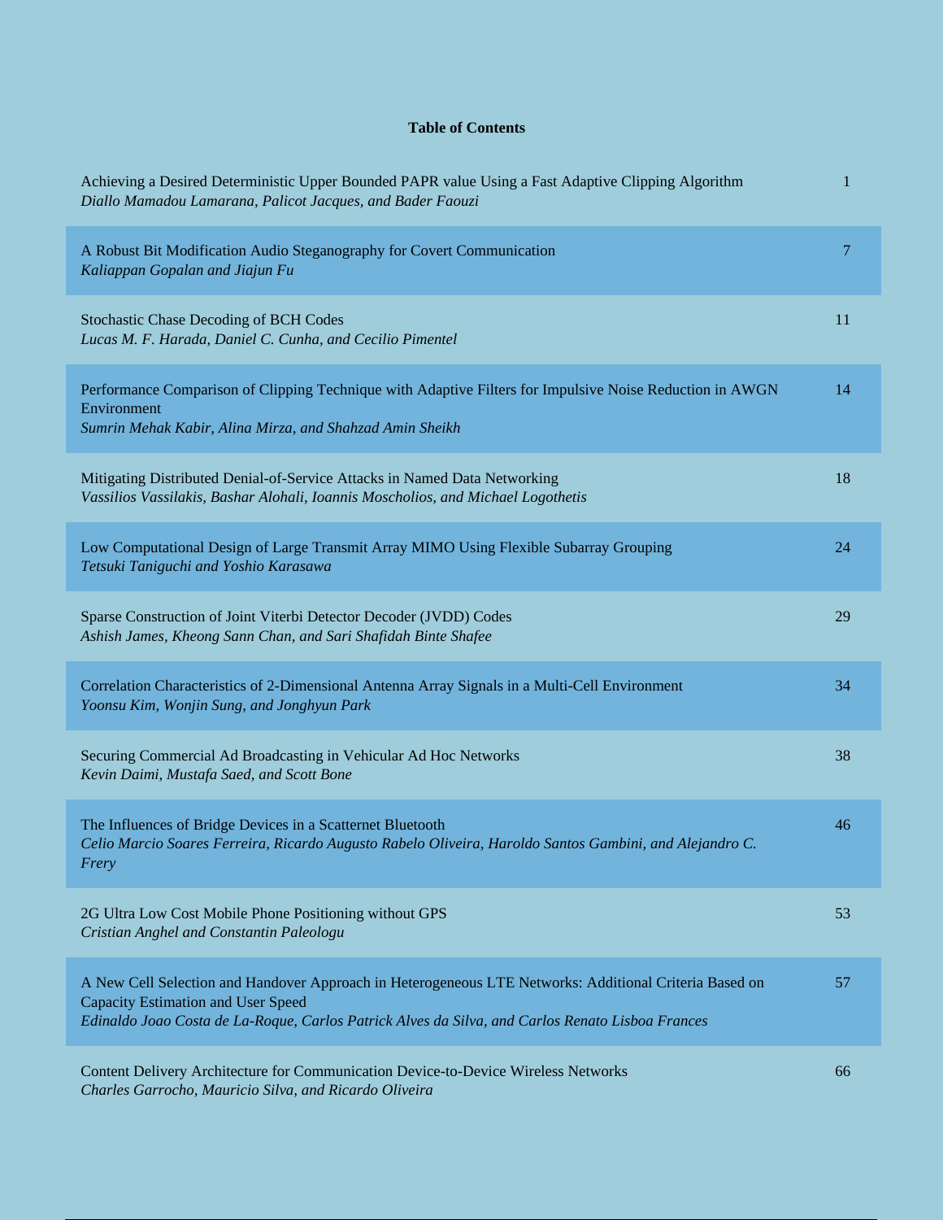## Table of Contents

Achieving a Desired Deterministic Upper Bounded PAPR value Using a Fast Adaptive Clipping Algorithm — 1
*Diallo Mamadou Lamarana, Palicot Jacques, and Bader Faouzi*

A Robust Bit Modification Audio Steganography for Covert Communication — 7
*Kaliappan Gopalan and Jiajun Fu*

Stochastic Chase Decoding of BCH Codes — 11
*Lucas M. F. Harada, Daniel C. Cunha, and Cecilio Pimentel*

Performance Comparison of Clipping Technique with Adaptive Filters for Impulsive Noise Reduction in AWGN Environment — 14
*Sumrin Mehak Kabir, Alina Mirza, and Shahzad Amin Sheikh*

Mitigating Distributed Denial-of-Service Attacks in Named Data Networking — 18
*Vassilios Vassilakis, Bashar Alohali, Ioannis Moscholios, and Michael Logothetis*

Low Computational Design of Large Transmit Array MIMO Using Flexible Subarray Grouping — 24
*Tetsuki Taniguchi and Yoshio Karasawa*

Sparse Construction of Joint Viterbi Detector Decoder (JVDD) Codes — 29
*Ashish James, Kheong Sann Chan, and Sari Shafidah Binte Shafee*

Correlation Characteristics of 2-Dimensional Antenna Array Signals in a Multi-Cell Environment — 34
*Yoonsu Kim, Wonjin Sung, and Jonghyun Park*

Securing Commercial Ad Broadcasting in Vehicular Ad Hoc Networks — 38
*Kevin Daimi, Mustafa Saed, and Scott Bone*

The Influences of Bridge Devices in a Scatternet Bluetooth — 46
*Celio Marcio Soares Ferreira, Ricardo Augusto Rabelo Oliveira, Haroldo Santos Gambini, and Alejandro C. Frery*

2G Ultra Low Cost Mobile Phone Positioning without GPS — 53
*Cristian Anghel and Constantin Paleologu*

A New Cell Selection and Handover Approach in Heterogeneous LTE Networks: Additional Criteria Based on Capacity Estimation and User Speed — 57
*Edinaldo Joao Costa de La-Roque, Carlos Patrick Alves da Silva, and Carlos Renato Lisboa Frances*

Content Delivery Architecture for Communication Device-to-Device Wireless Networks — 66
*Charles Garrocho, Mauricio Silva, and Ricardo Oliveira*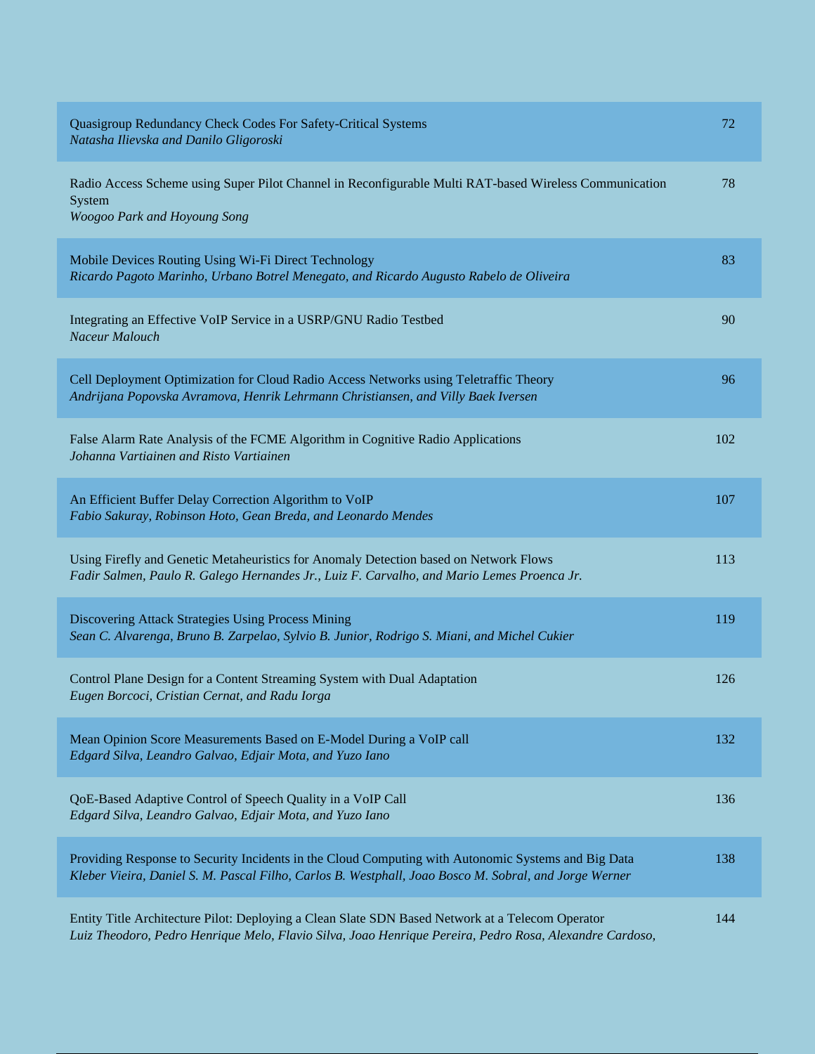Quasigroup Redundancy Check Codes For Safety-Critical Systems
*Natasha Ilievska and Danilo Gligoroski*
72

Radio Access Scheme using Super Pilot Channel in Reconfigurable Multi RAT-based Wireless Communication System
*Woogoo Park and Hoyoung Song*
78

Mobile Devices Routing Using Wi-Fi Direct Technology
*Ricardo Pagoto Marinho, Urbano Botrel Menegato, and Ricardo Augusto Rabelo de Oliveira*
83

Integrating an Effective VoIP Service in a USRP/GNU Radio Testbed
*Naceur Malouch*
90

Cell Deployment Optimization for Cloud Radio Access Networks using Teletraffic Theory
*Andrijana Popovska Avramova, Henrik Lehrmann Christiansen, and Villy Baek Iversen*
96

False Alarm Rate Analysis of the FCME Algorithm in Cognitive Radio Applications
*Johanna Vartiainen and Risto Vartiainen*
102

An Efficient Buffer Delay Correction Algorithm to VoIP
*Fabio Sakuray, Robinson Hoto, Gean Breda, and Leonardo Mendes*
107

Using Firefly and Genetic Metaheuristics for Anomaly Detection based on Network Flows
*Fadir Salmen, Paulo R. Galego Hernandes Jr., Luiz F. Carvalho, and Mario Lemes Proenca Jr.*
113

Discovering Attack Strategies Using Process Mining
*Sean C. Alvarenga, Bruno B. Zarpelao, Sylvio B. Junior, Rodrigo S. Miani, and Michel Cukier*
119

Control Plane Design for a Content Streaming System with Dual Adaptation
*Eugen Borcoci, Cristian Cernat, and Radu Iorga*
126

Mean Opinion Score Measurements Based on E-Model During a VoIP call
*Edgard Silva, Leandro Galvao, Edjair Mota, and Yuzo Iano*
132

QoE-Based Adaptive Control of Speech Quality in a VoIP Call
*Edgard Silva, Leandro Galvao, Edjair Mota, and Yuzo Iano*
136

Providing Response to Security Incidents in the Cloud Computing with Autonomic Systems and Big Data
*Kleber Vieira, Daniel S. M. Pascal Filho, Carlos B. Westphall, Joao Bosco M. Sobral, and Jorge Werner*
138

Entity Title Architecture Pilot: Deploying a Clean Slate SDN Based Network at a Telecom Operator
*Luiz Theodoro, Pedro Henrique Melo, Flavio Silva, Joao Henrique Pereira, Pedro Rosa, Alexandre Cardoso,*
144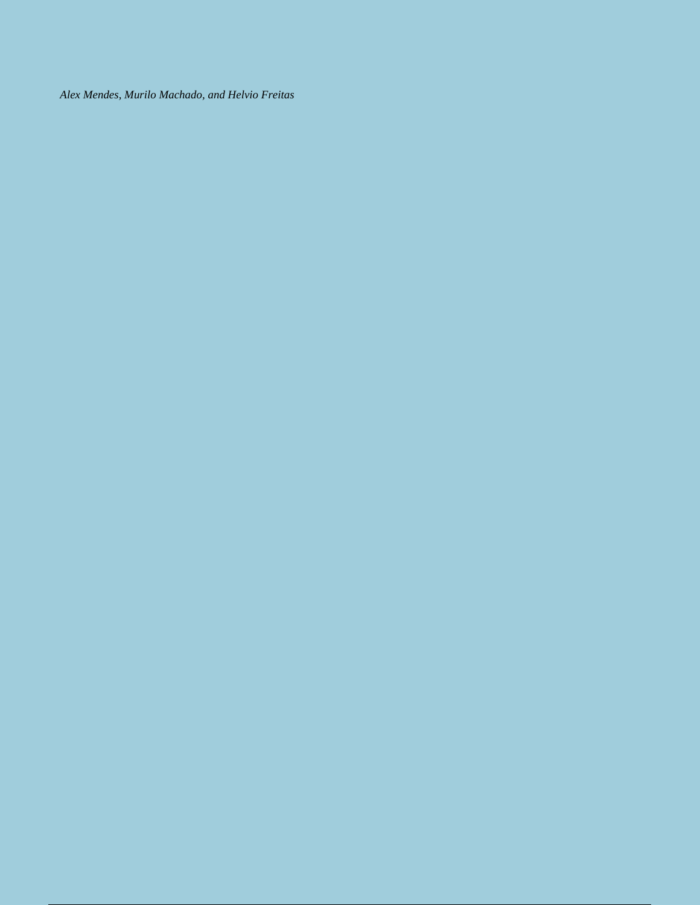*Alex Mendes, Murilo Machado, and Helvio Freitas*